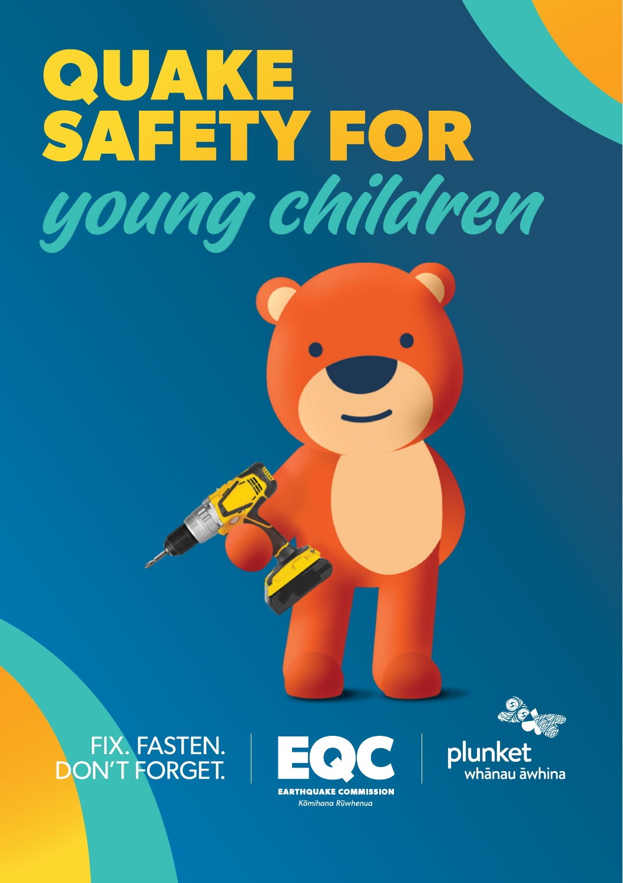# QUAKE SAFETY FOR *young children*

FIX. FASTEN. DON'T FORGET.

EQC

EARTHQUAKE COMMISSION

*Kōmihana Rūwhenua*

plunket

whānau āwhina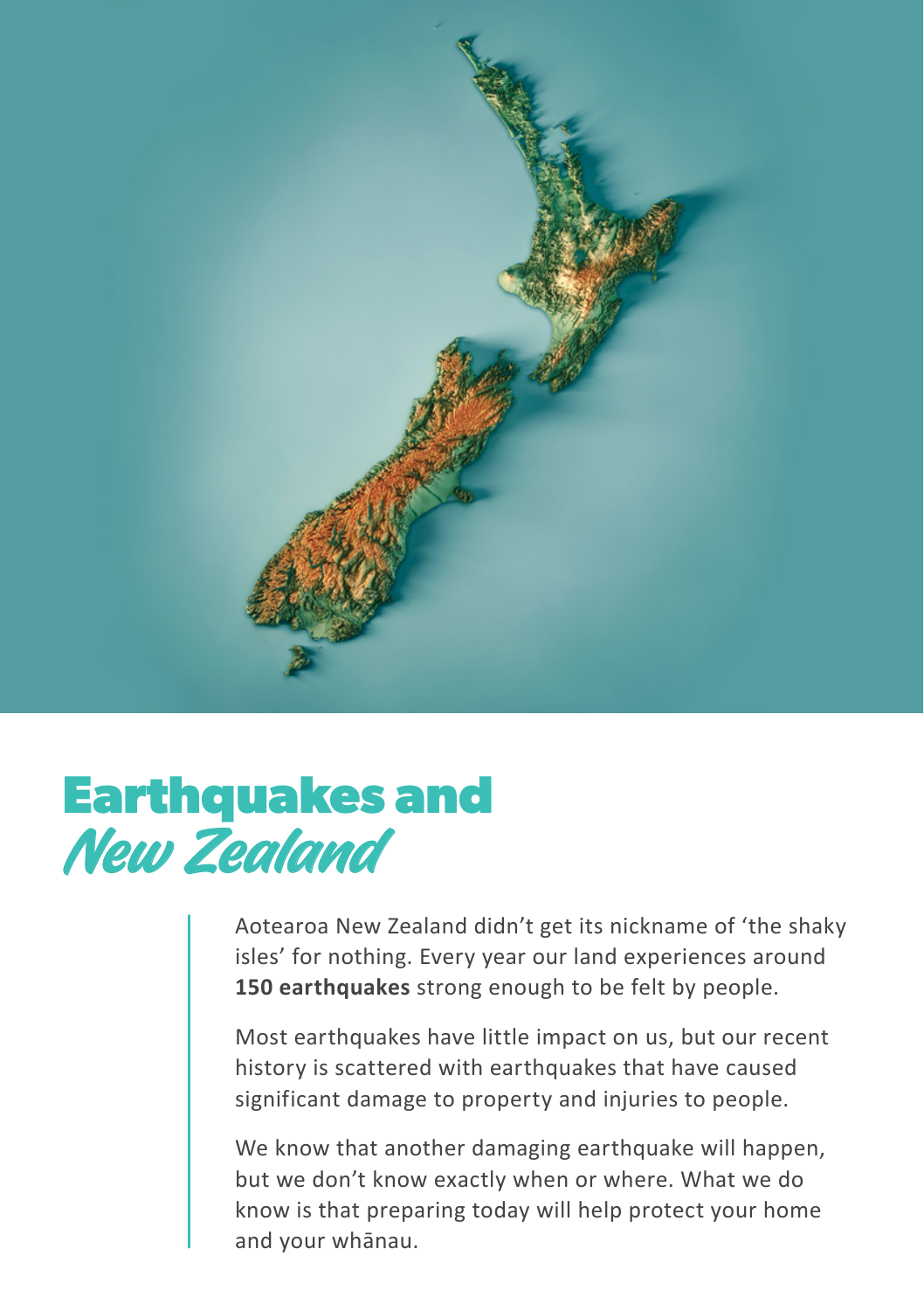# Earthquakes and *New Zealand*

Aotearoa New Zealand didn't get its nickname of 'the shaky isles' for nothing. Every year our land experiences around **150 earthquakes** strong enough to be felt by people.

Most earthquakes have little impact on us, but our recent history is scattered with earthquakes that have caused significant damage to property and injuries to people.

We know that another damaging earthquake will happen, but we don't know exactly when or where. What we do know is that preparing today will help protect your home and your whānau.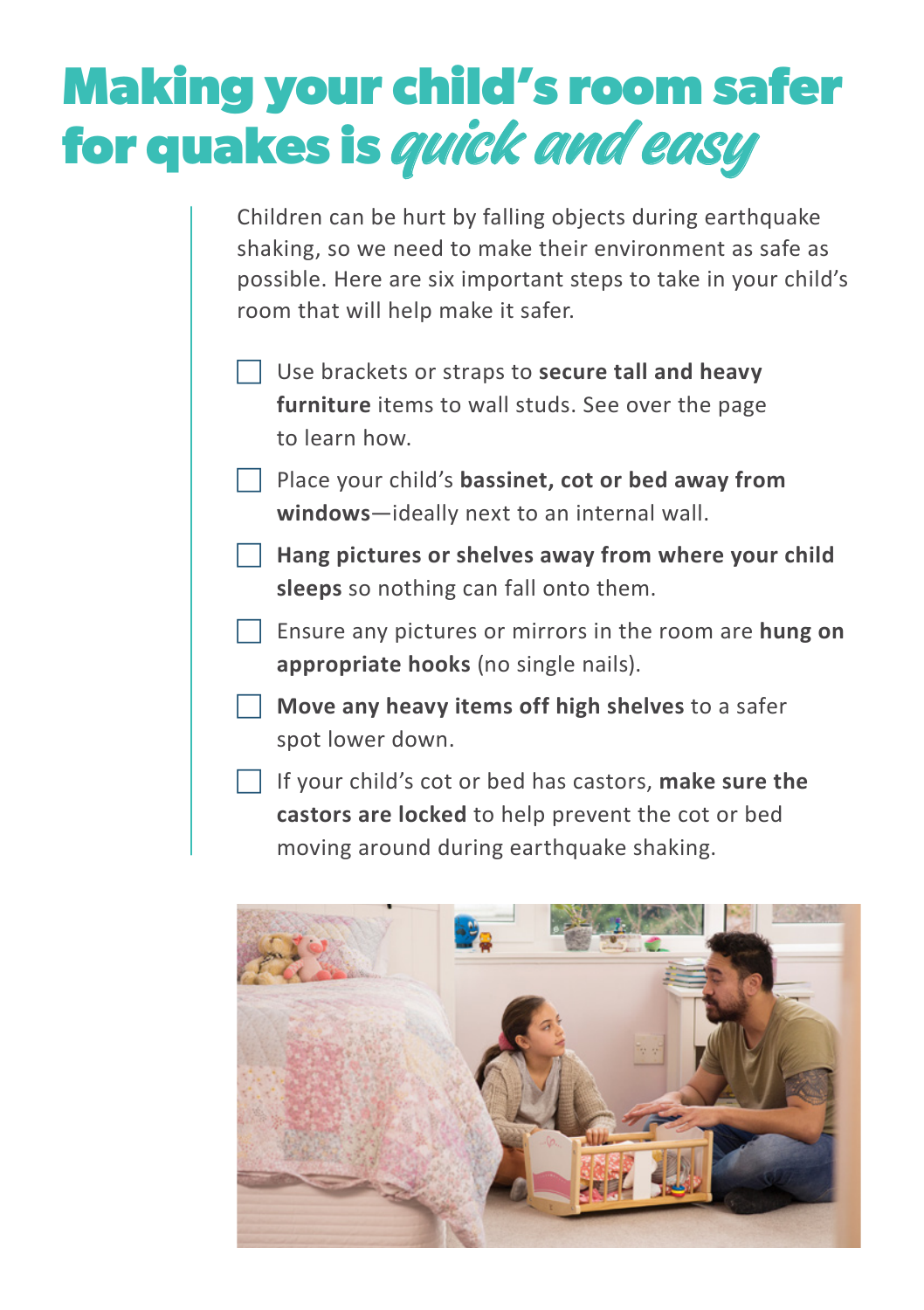# Making your child's room safer for quakes is *quick and easy*

Children can be hurt by falling objects during earthquake shaking, so we need to make their environment as safe as possible. Here are six important steps to take in your child's room that will help make it safer.

- [ ] Use brackets or straps to **secure tall and heavy furniture** items to wall studs. See over the page to learn how.
- [ ] Place your child's **bassinet, cot or bed away from windows**—ideally next to an internal wall.
- [ ] **Hang pictures or shelves away from where your child sleeps** so nothing can fall onto them.
- [ ] Ensure any pictures or mirrors in the room are **hung on appropriate hooks** (no single nails).
- [ ] **Move any heavy items off high shelves** to a safer spot lower down.
- [ ] If your child's cot or bed has castors, **make sure the castors are locked** to help prevent the cot or bed moving around during earthquake shaking.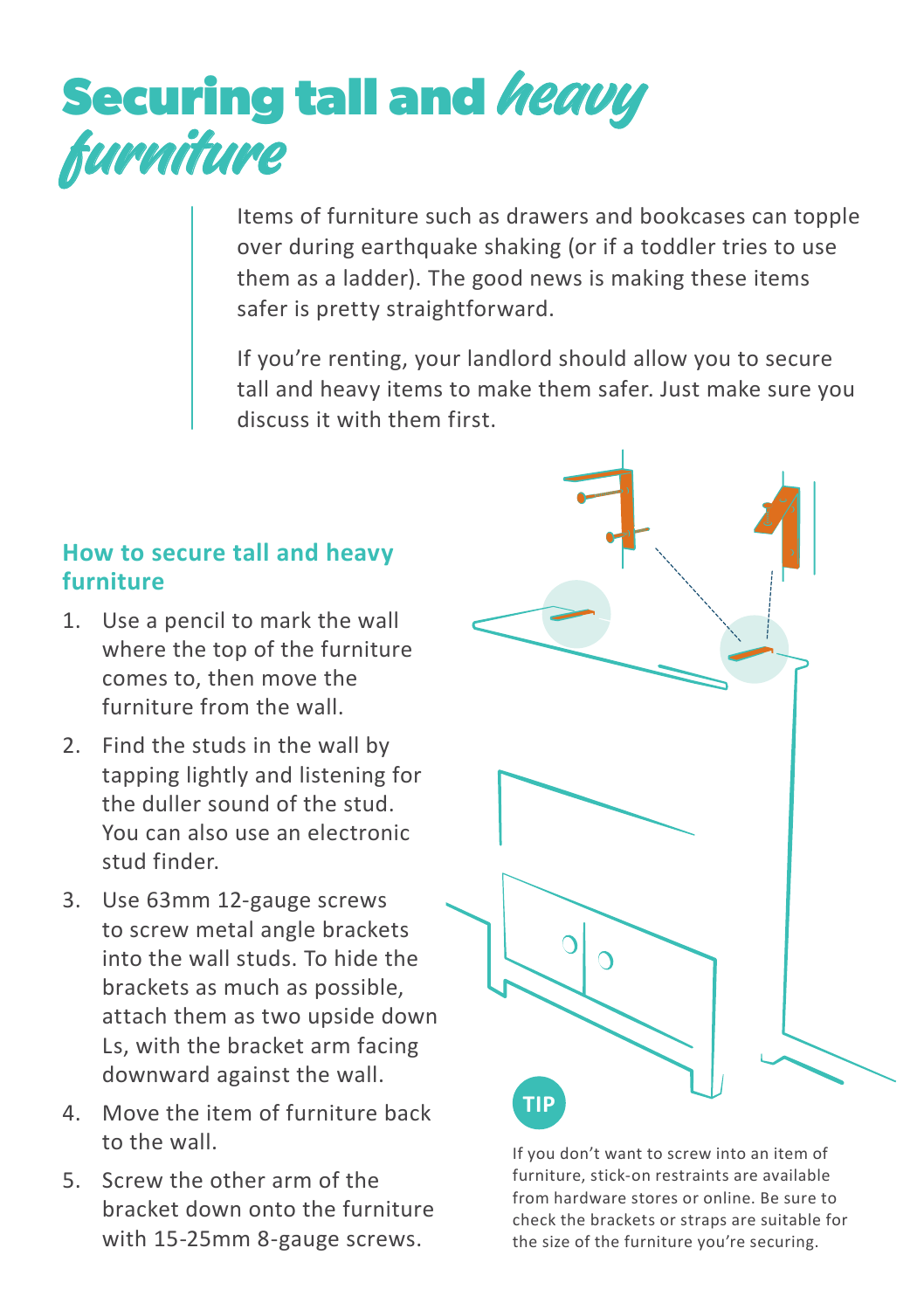# Securing tall and *heavy furniture*

Items of furniture such as drawers and bookcases can topple over during earthquake shaking (or if a toddler tries to use them as a ladder). The good news is making these items safer is pretty straightforward.

If you're renting, your landlord should allow you to secure tall and heavy items to make them safer. Just make sure you discuss it with them first.

## How to secure tall and heavy furniture

1. Use a pencil to mark the wall where the top of the furniture comes to, then move the furniture from the wall.
2. Find the studs in the wall by tapping lightly and listening for the duller sound of the stud. You can also use an electronic stud finder.
3. Use 63mm 12-gauge screws to screw metal angle brackets into the wall studs. To hide the brackets as much as possible, attach them as two upside down Ls, with the bracket arm facing downward against the wall.
4. Move the item of furniture back to the wall.
5. Screw the other arm of the bracket down onto the furniture with 15-25mm 8-gauge screws.

**TIP**

If you don't want to screw into an item of furniture, stick-on restraints are available from hardware stores or online. Be sure to check the brackets or straps are suitable for the size of the furniture you're securing.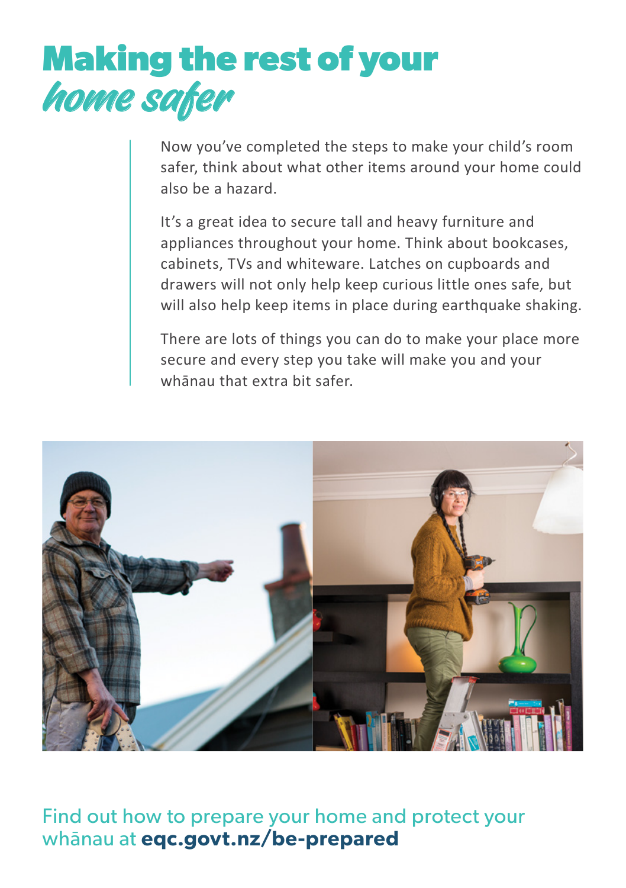# Making the rest of your *home safer*

Now you've completed the steps to make your child's room safer, think about what other items around your home could also be a hazard.

It's a great idea to secure tall and heavy furniture and appliances throughout your home. Think about bookcases, cabinets, TVs and whiteware. Latches on cupboards and drawers will not only help keep curious little ones safe, but will also help keep items in place during earthquake shaking.

There are lots of things you can do to make your place more secure and every step you take will make you and your whānau that extra bit safer.

Find out how to prepare your home and protect your whānau at **eqc.govt.nz/be-prepared**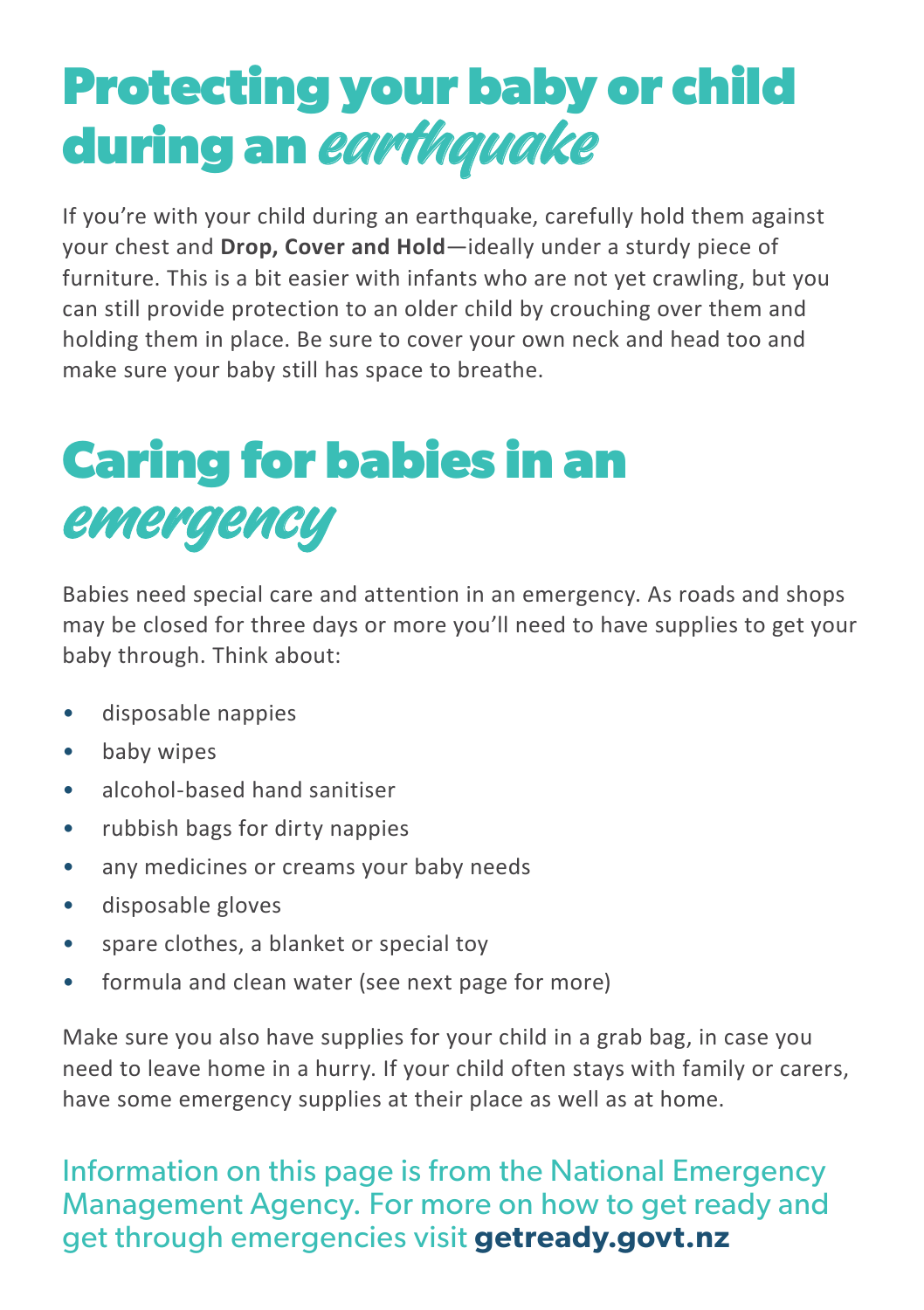# Protecting your baby or child during an *earthquake*

If you're with your child during an earthquake, carefully hold them against your chest and **Drop, Cover and Hold**—ideally under a sturdy piece of furniture. This is a bit easier with infants who are not yet crawling, but you can still provide protection to an older child by crouching over them and holding them in place. Be sure to cover your own neck and head too and make sure your baby still has space to breathe.

# Caring for babies in an *emergency*

Babies need special care and attention in an emergency. As roads and shops may be closed for three days or more you'll need to have supplies to get your baby through. Think about:

- disposable nappies
- baby wipes
- alcohol-based hand sanitiser
- rubbish bags for dirty nappies
- any medicines or creams your baby needs
- disposable gloves
- spare clothes, a blanket or special toy
- formula and clean water (see next page for more)

Make sure you also have supplies for your child in a grab bag, in case you need to leave home in a hurry. If your child often stays with family or carers, have some emergency supplies at their place as well as at home.

Information on this page is from the National Emergency Management Agency. For more on how to get ready and get through emergencies visit **getready.govt.nz**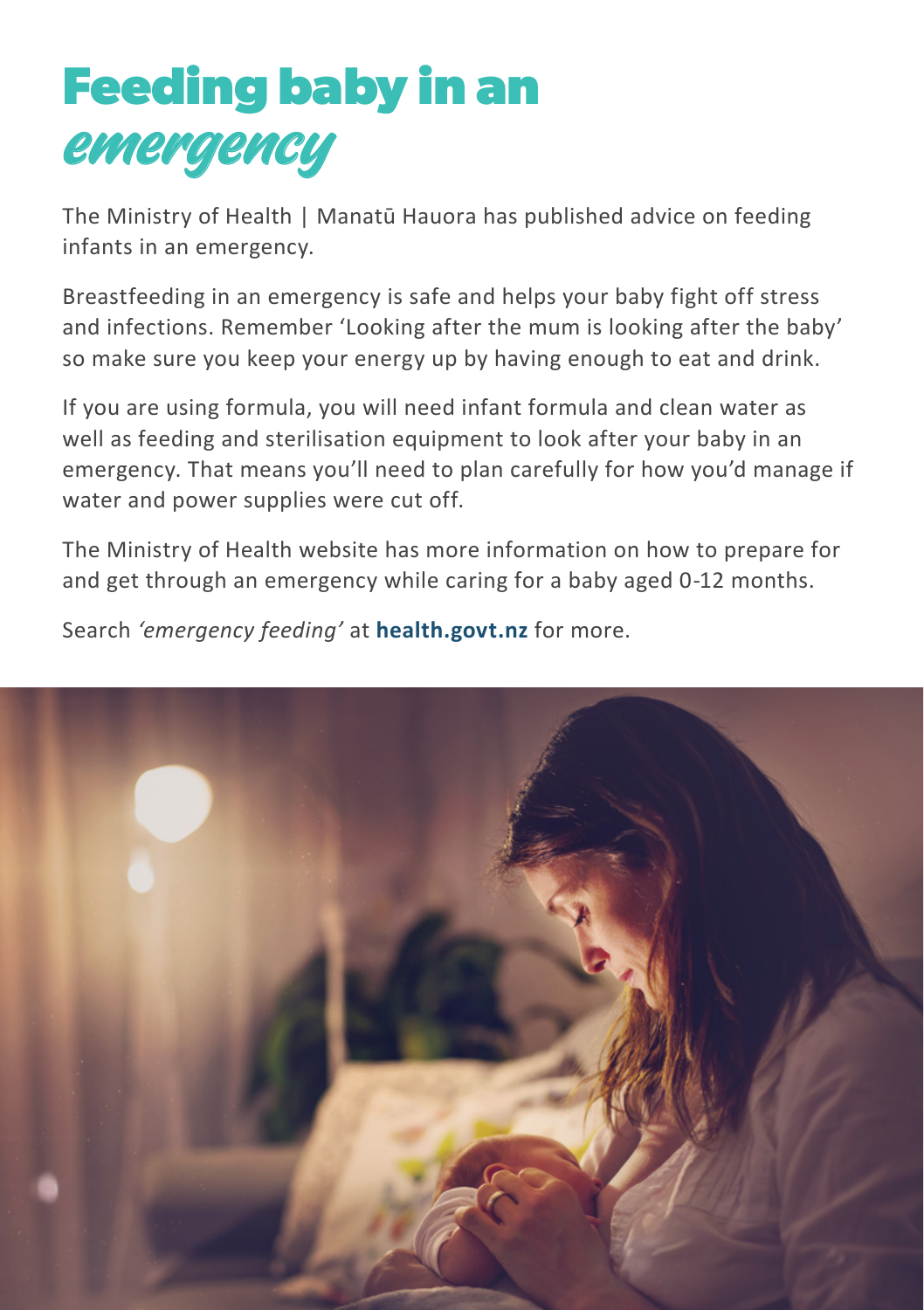# Feeding baby in an *emergency*

The Ministry of Health | Manatū Hauora has published advice on feeding infants in an emergency.

Breastfeeding in an emergency is safe and helps your baby fight off stress and infections. Remember 'Looking after the mum is looking after the baby' so make sure you keep your energy up by having enough to eat and drink.

If you are using formula, you will need infant formula and clean water as well as feeding and sterilisation equipment to look after your baby in an emergency. That means you'll need to plan carefully for how you'd manage if water and power supplies were cut off.

The Ministry of Health website has more information on how to prepare for and get through an emergency while caring for a baby aged 0-12 months.

Search *'emergency feeding'* at **health.govt.nz** for more.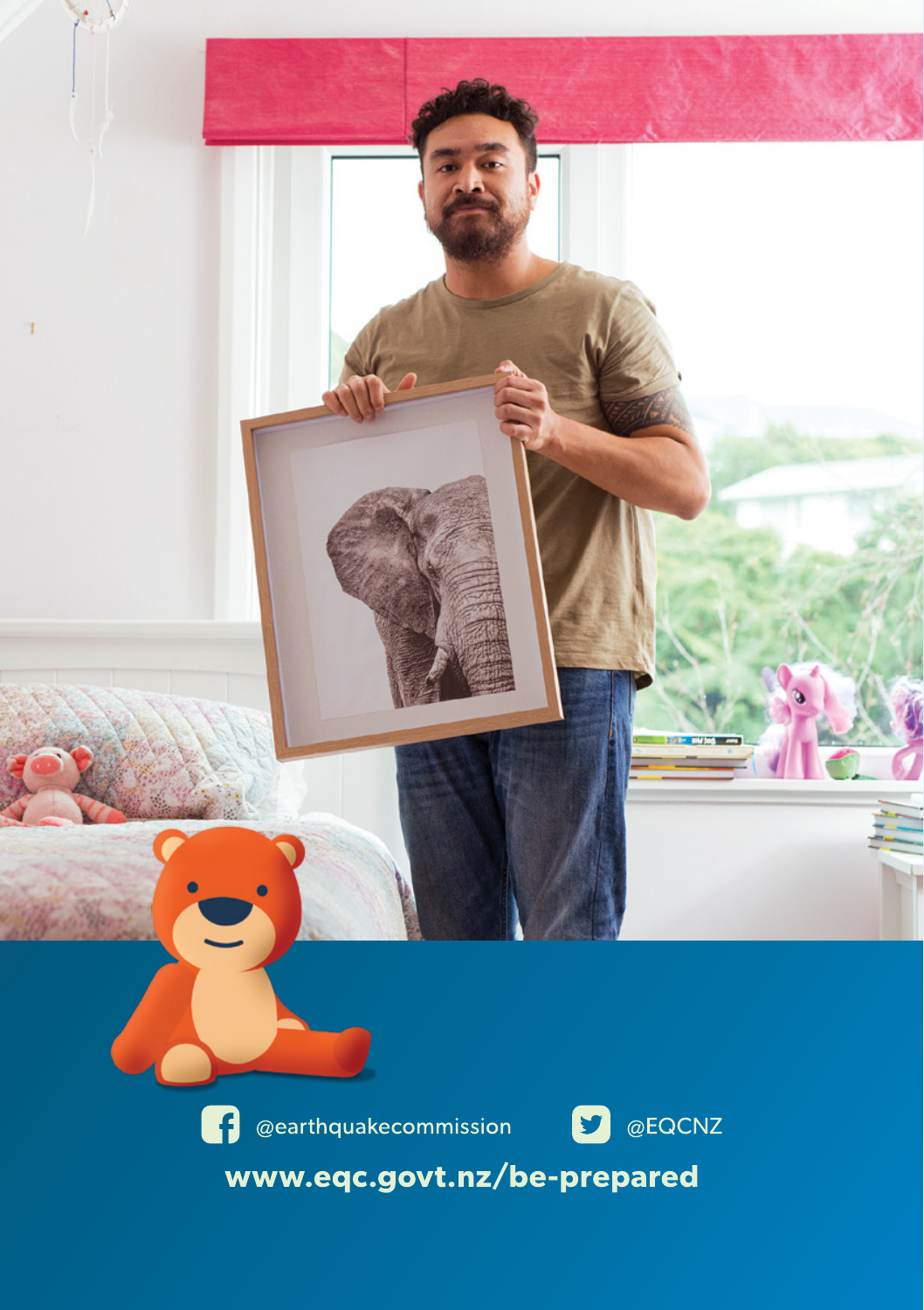@earthquakecommission

@EQCNZ

**www.eqc.govt.nz/be-prepared**